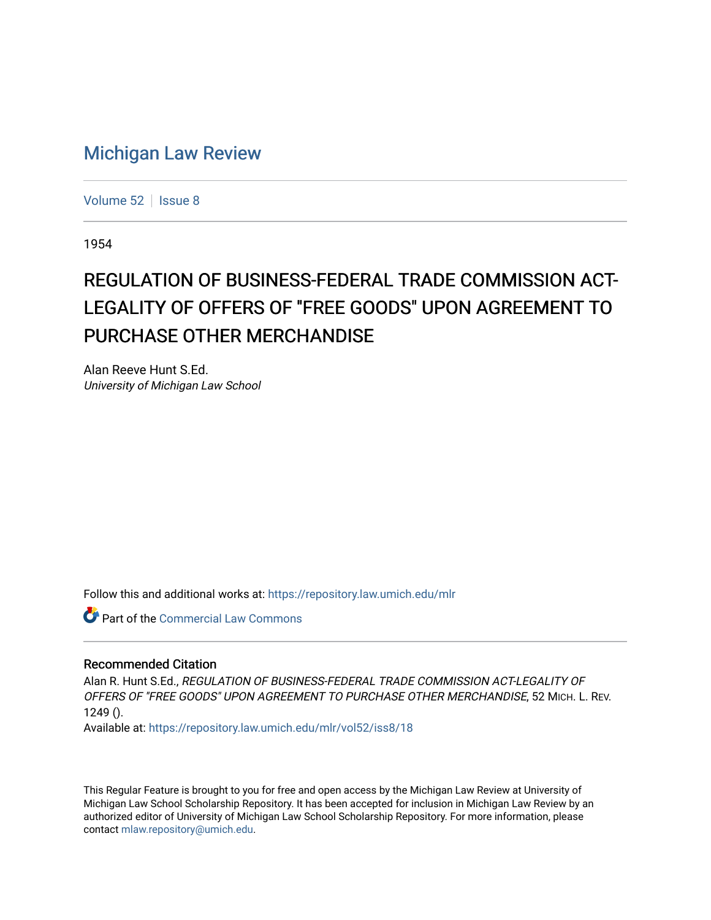# Michigan Law Review

Volume 52 | Issue 8

1954

## REGULATION OF BUSINESS-FEDERAL TRADE COMMISSION ACT-LEGALITY OF OFFERS OF "FREE GOODS" UPON AGREEMENT TO PURCHASE OTHER MERCHANDISE

Alan Reeve Hunt S.Ed.
*University of Michigan Law School*

Follow this and additional works at: https://repository.law.umich.edu/mlr

Part of the Commercial Law Commons

### Recommended Citation

Alan R. Hunt S.Ed., *REGULATION OF BUSINESS-FEDERAL TRADE COMMISSION ACT-LEGALITY OF OFFERS OF "FREE GOODS" UPON AGREEMENT TO PURCHASE OTHER MERCHANDISE*, 52 MICH. L. REV. 1249 ().
Available at: https://repository.law.umich.edu/mlr/vol52/iss8/18

This Regular Feature is brought to you for free and open access by the Michigan Law Review at University of Michigan Law School Scholarship Repository. It has been accepted for inclusion in Michigan Law Review by an authorized editor of University of Michigan Law School Scholarship Repository. For more information, please contact mlaw.repository@umich.edu.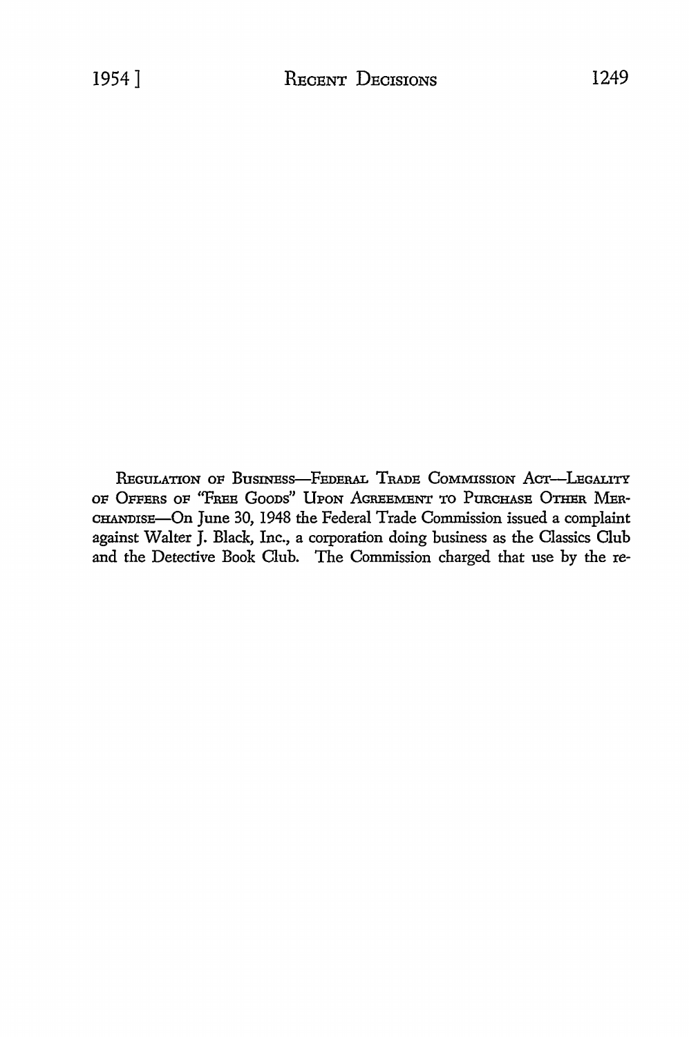REGULATION OF BUSINESS—FEDERAL TRADE COMMISSION ACT—LEGALITY OF OFFERS OF "FREE GOODS" UPON AGREEMENT TO PURCHASE OTHER MERCHANDISE—On June 30, 1948 the Federal Trade Commission issued a complaint against Walter J. Black, Inc., a corporation doing business as the Classics Club and the Detective Book Club. The Commission charged that use by the re-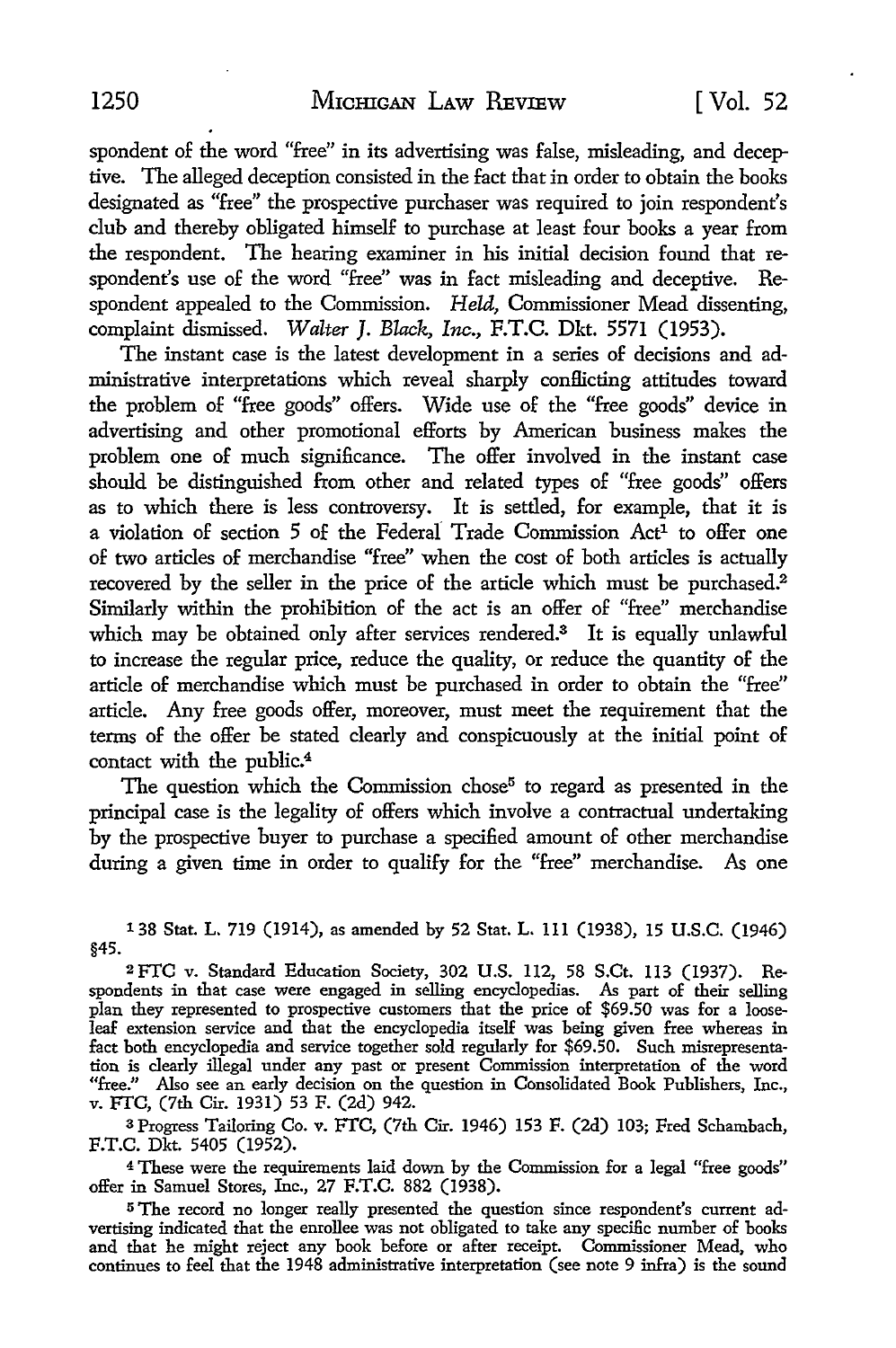spondent of the word "free" in its advertising was false, misleading, and deceptive. The alleged deception consisted in the fact that in order to obtain the books designated as "free" the prospective purchaser was required to join respondent's club and thereby obligated himself to purchase at least four books a year from the respondent. The hearing examiner in his initial decision found that respondent's use of the word "free" was in fact misleading and deceptive. Respondent appealed to the Commission. *Held,* Commissioner Mead dissenting, complaint dismissed. *Walter J. Black, Inc.,* F.T.C. Dkt. 5571 (1953).

The instant case is the latest development in a series of decisions and administrative interpretations which reveal sharply conflicting attitudes toward the problem of "free goods" offers. Wide use of the "free goods" device in advertising and other promotional efforts by American business makes the problem one of much significance. The offer involved in the instant case should be distinguished from other and related types of "free goods" offers as to which there is less controversy. It is settled, for example, that it is a violation of section 5 of the Federal Trade Commission Act[1] to offer one of two articles of merchandise "free" when the cost of both articles is actually recovered by the seller in the price of the article which must be purchased.[2] Similarly within the prohibition of the act is an offer of "free" merchandise which may be obtained only after services rendered.[3] It is equally unlawful to increase the regular price, reduce the quality, or reduce the quantity of the article of merchandise which must be purchased in order to obtain the "free" article. Any free goods offer, moreover, must meet the requirement that the terms of the offer be stated clearly and conspicuously at the initial point of contact with the public.[4]

The question which the Commission chose[5] to regard as presented in the principal case is the legality of offers which involve a contractual undertaking by the prospective buyer to purchase a specified amount of other merchandise during a given time in order to qualify for the "free" merchandise. As one

---

[1] 38 Stat. L. 719 (1914), as amended by 52 Stat. L. 111 (1938), 15 U.S.C. (1946) §45.

[2] FTC v. Standard Education Society, 302 U.S. 112, 58 S.Ct. 113 (1937). Respondents in that case were engaged in selling encyclopedias. As part of their selling plan they represented to prospective customers that the price of $69.50 was for a loose-leaf extension service and that the encyclopedia itself was being given free whereas in fact both encyclopedia and service together sold regularly for $69.50. Such misrepresentation is clearly illegal under any past or present Commission interpretation of the word "free." Also see an early decision on the question in Consolidated Book Publishers, Inc., v. FTC, (7th Cir. 1931) 53 F. (2d) 942.

[3] Progress Tailoring Co. v. FTC, (7th Cir. 1946) 153 F. (2d) 103; Fred Schambach, F.T.C. Dkt. 5405 (1952).

[4] These were the requirements laid down by the Commission for a legal "free goods" offer in Samuel Stores, Inc., 27 F.T.C. 882 (1938).

[5] The record no longer really presented the question since respondent's current advertising indicated that the enrollee was not obligated to take any specific number of books and that he might reject any book before or after receipt. Commissioner Mead, who continues to feel that the 1948 administrative interpretation (see note 9 infra) is the sound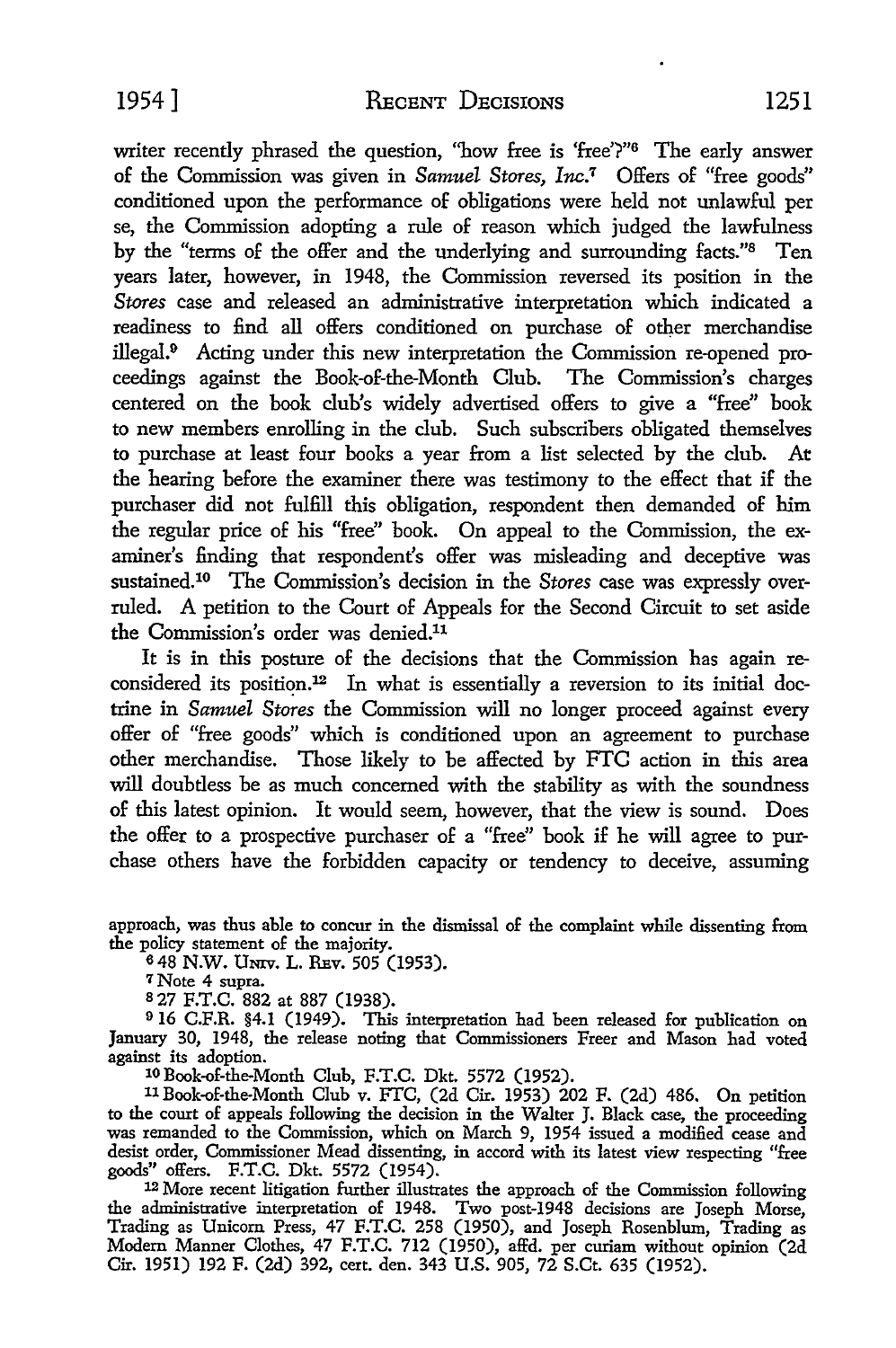writer recently phrased the question, "how free is 'free'?"[6] The early answer of the Commission was given in *Samuel Stores, Inc.*[7] Offers of "free goods" conditioned upon the performance of obligations were held not unlawful per se, the Commission adopting a rule of reason which judged the lawfulness by the "terms of the offer and the underlying and surrounding facts."[8] Ten years later, however, in 1948, the Commission reversed its position in the *Stores* case and released an administrative interpretation which indicated a readiness to find all offers conditioned on purchase of other merchandise illegal.[9] Acting under this new interpretation the Commission re-opened proceedings against the Book-of-the-Month Club. The Commission's charges centered on the book club's widely advertised offers to give a "free" book to new members enrolling in the club. Such subscribers obligated themselves to purchase at least four books a year from a list selected by the club. At the hearing before the examiner there was testimony to the effect that if the purchaser did not fulfill this obligation, respondent then demanded of him the regular price of his "free" book. On appeal to the Commission, the examiner's finding that respondent's offer was misleading and deceptive was sustained.[10] The Commission's decision in the *Stores* case was expressly overruled. A petition to the Court of Appeals for the Second Circuit to set aside the Commission's order was denied.[11]

It is in this posture of the decisions that the Commission has again reconsidered its position.[12] In what is essentially a reversion to its initial doctrine in *Samuel Stores* the Commission will no longer proceed against every offer of "free goods" which is conditioned upon an agreement to purchase other merchandise. Those likely to be affected by FTC action in this area will doubtless be as much concerned with the stability as with the soundness of this latest opinion. It would seem, however, that the view is sound. Does the offer to a prospective purchaser of a "free" book if he will agree to purchase others have the forbidden capacity or tendency to deceive, assuming

approach, was thus able to concur in the dismissal of the complaint while dissenting from the policy statement of the majority.

[6] 48 N.W. UNIV. L. REV. 505 (1953).

[7] Note 4 supra.

[8] 27 F.T.C. 882 at 887 (1938).

[9] 16 C.F.R. §4.1 (1949). This interpretation had been released for publication on January 30, 1948, the release noting that Commissioners Freer and Mason had voted against its adoption.

[10] Book-of-the-Month Club, F.T.C. Dkt. 5572 (1952).

[11] Book-of-the-Month Club v. FTC, (2d Cir. 1953) 202 F. (2d) 486. On petition to the court of appeals following the decision in the Walter J. Black case, the proceeding was remanded to the Commission, which on March 9, 1954 issued a modified cease and desist order, Commissioner Mead dissenting, in accord with its latest view respecting "free goods" offers. F.T.C. Dkt. 5572 (1954).

[12] More recent litigation further illustrates the approach of the Commission following the administrative interpretation of 1948. Two post-1948 decisions are Joseph Morse, Trading as Unicorn Press, 47 F.T.C. 258 (1950), and Joseph Rosenblum, Trading as Modern Manner Clothes, 47 F.T.C. 712 (1950), affd. per curiam without opinion (2d Cir. 1951) 192 F. (2d) 392, cert. den. 343 U.S. 905, 72 S.Ct. 635 (1952).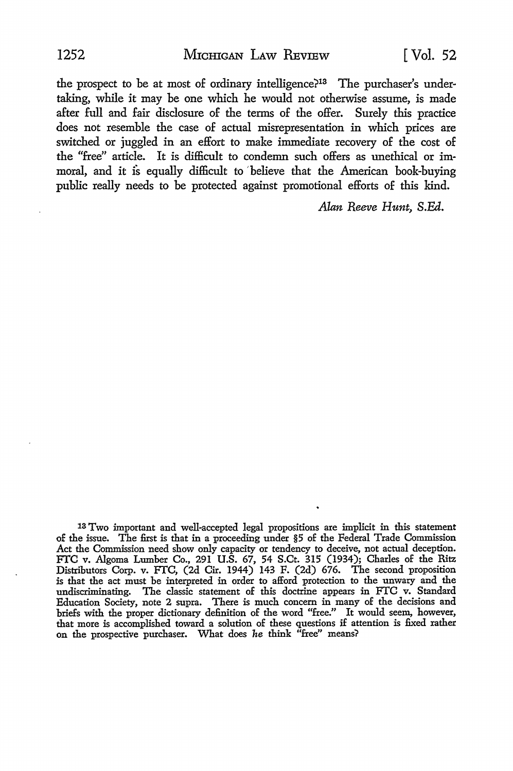the prospect to be at most of ordinary intelligence?[13] The purchaser's undertaking, while it may be one which he would not otherwise assume, is made after full and fair disclosure of the terms of the offer. Surely this practice does not resemble the case of actual misrepresentation in which prices are switched or juggled in an effort to make immediate recovery of the cost of the "free" article. It is difficult to condemn such offers as unethical or immoral, and it is equally difficult to believe that the American book-buying public really needs to be protected against promotional efforts of this kind.

*Alan Reeve Hunt, S.Ed.*

---

[13] Two important and well-accepted legal propositions are implicit in this statement of the issue. The first is that in a proceeding under §5 of the Federal Trade Commission Act the Commission need show only capacity or tendency to deceive, not actual deception. FTC v. Algoma Lumber Co., 291 U.S. 67, 54 S.Ct. 315 (1934); Charles of the Ritz Distributors Corp. v. FTC, (2d Cir. 1944) 143 F. (2d) 676. The second proposition is that the act must be interpreted in order to afford protection to the unwary and the undiscriminating. The classic statement of this doctrine appears in FTC v. Standard Education Society, note 2 supra. There is much concern in many of the decisions and briefs with the proper dictionary definition of the word "free." It would seem, however, that more is accomplished toward a solution of these questions if attention is fixed rather on the prospective purchaser. What does *he* think "free" means?